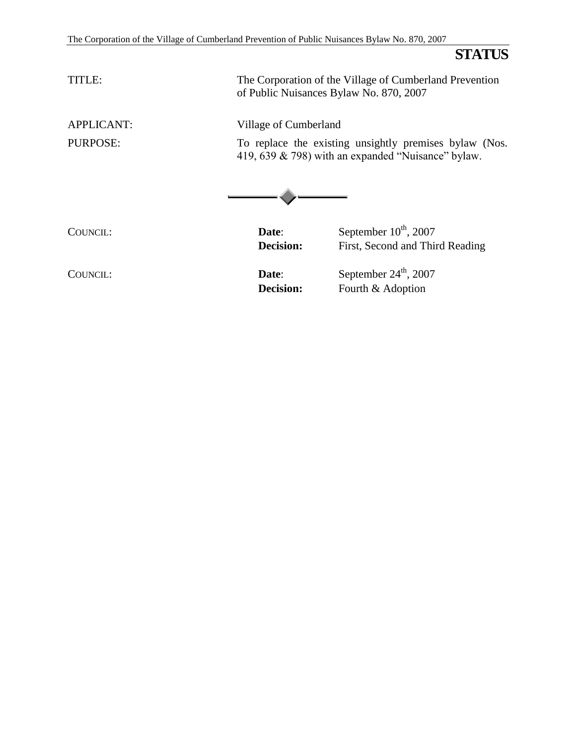# STATUS

| | |
|---|---|
| TITLE: | The Corporation of the Village of Cumberland Prevention of Public Nuisances Bylaw No. 870, 2007 |
| APPLICANT: | Village of Cumberland |
| PURPOSE: | To replace the existing unsightly premises bylaw (Nos. 419, 639 & 798) with an expanded "Nuisance" bylaw. |

---

| | | |
|---|---|---|
| COUNCIL: | **Date**: | September 10th, 2007 |
| | **Decision:** | First, Second and Third Reading |
| COUNCIL: | **Date**: | September 24th, 2007 |
| | **Decision:** | Fourth & Adoption |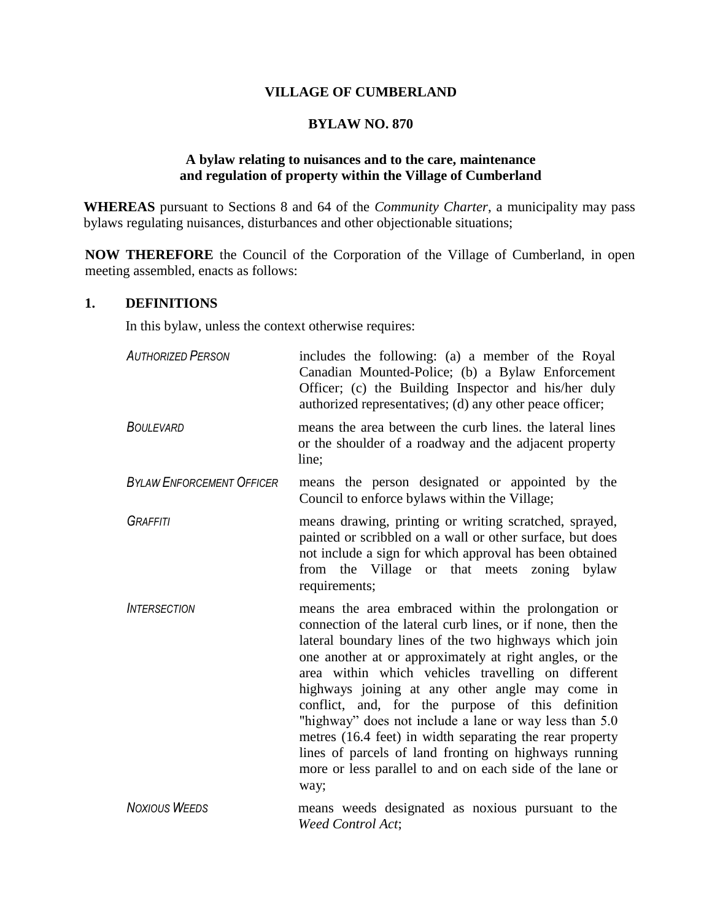**VILLAGE OF CUMBERLAND**

**BYLAW NO. 870**

**A bylaw relating to nuisances and to the care, maintenance and regulation of property within the Village of Cumberland**

**WHEREAS** pursuant to Sections 8 and 64 of the *Community Charter*, a municipality may pass bylaws regulating nuisances, disturbances and other objectionable situations;

**NOW THEREFORE** the Council of the Corporation of the Village of Cumberland, in open meeting assembled, enacts as follows:

## 1. DEFINITIONS

In this bylaw, unless the context otherwise requires:

| | |
|---|---|
| *AUTHORIZED PERSON* | includes the following: (a) a member of the Royal Canadian Mounted-Police; (b) a Bylaw Enforcement Officer; (c) the Building Inspector and his/her duly authorized representatives; (d) any other peace officer; |
| *BOULEVARD* | means the area between the curb lines. the lateral lines or the shoulder of a roadway and the adjacent property line; |
| *BYLAW ENFORCEMENT OFFICER* | means the person designated or appointed by the Council to enforce bylaws within the Village; |
| *GRAFFITI* | means drawing, printing or writing scratched, sprayed, painted or scribbled on a wall or other surface, but does not include a sign for which approval has been obtained from the Village or that meets zoning bylaw requirements; |
| *INTERSECTION* | means the area embraced within the prolongation or connection of the lateral curb lines, or if none, then the lateral boundary lines of the two highways which join one another at or approximately at right angles, or the area within which vehicles travelling on different highways joining at any other angle may come in conflict, and, for the purpose of this definition "highway" does not include a lane or way less than 5.0 metres (16.4 feet) in width separating the rear property lines of parcels of land fronting on highways running more or less parallel to and on each side of the lane or way; |
| *NOXIOUS WEEDS* | means weeds designated as noxious pursuant to the *Weed Control Act*; |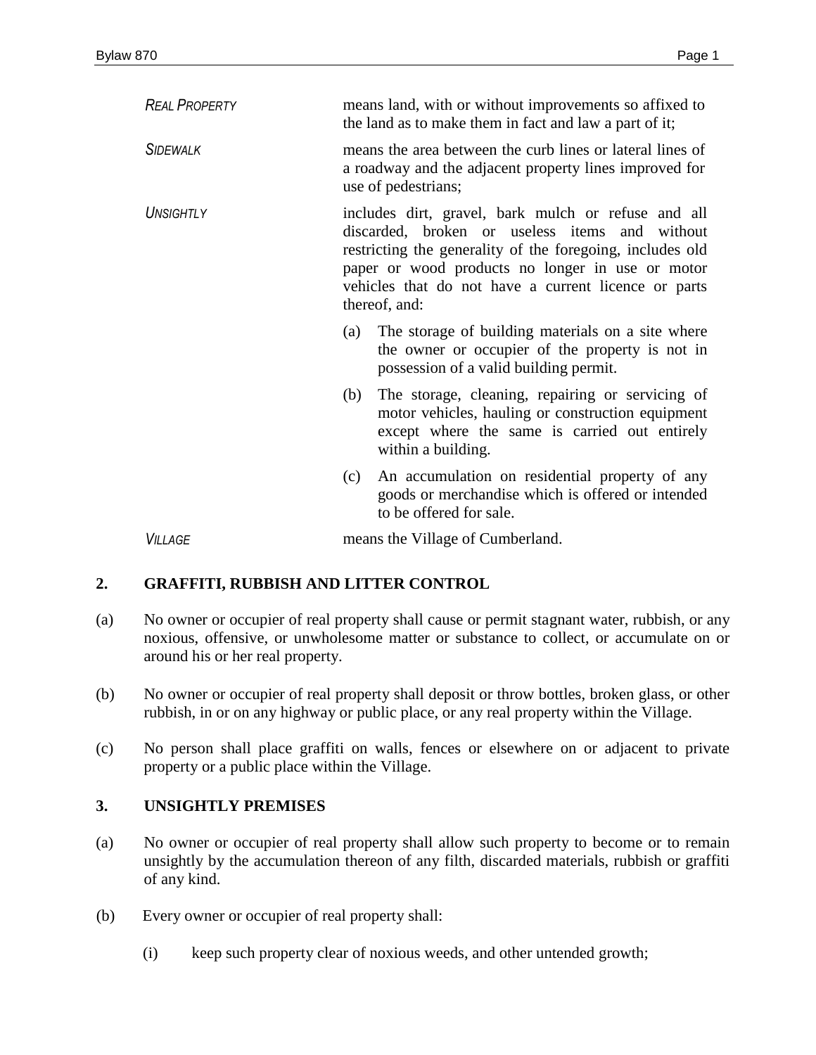| | |
|---|---|
| *REAL PROPERTY* | means land, with or without improvements so affixed to the land as to make them in fact and law a part of it; |
| *SIDEWALK* | means the area between the curb lines or lateral lines of a roadway and the adjacent property lines improved for use of pedestrians; |
| *UNSIGHTLY* | includes dirt, gravel, bark mulch or refuse and all discarded, broken or useless items and without restricting the generality of the foregoing, includes old paper or wood products no longer in use or motor vehicles that do not have a current licence or parts thereof, and:<br>(a) The storage of building materials on a site where the owner or occupier of the property is not in possession of a valid building permit.<br>(b) The storage, cleaning, repairing or servicing of motor vehicles, hauling or construction equipment except where the same is carried out entirely within a building.<br>(c) An accumulation on residential property of any goods or merchandise which is offered or intended to be offered for sale. |
| *VILLAGE* | means the Village of Cumberland. |

## 2. GRAFFITI, RUBBISH AND LITTER CONTROL

(a) No owner or occupier of real property shall cause or permit stagnant water, rubbish, or any noxious, offensive, or unwholesome matter or substance to collect, or accumulate on or around his or her real property.

(b) No owner or occupier of real property shall deposit or throw bottles, broken glass, or other rubbish, in or on any highway or public place, or any real property within the Village.

(c) No person shall place graffiti on walls, fences or elsewhere on or adjacent to private property or a public place within the Village.

## 3. UNSIGHTLY PREMISES

(a) No owner or occupier of real property shall allow such property to become or to remain unsightly by the accumulation thereon of any filth, discarded materials, rubbish or graffiti of any kind.

(b) Every owner or occupier of real property shall:

  (i) keep such property clear of noxious weeds, and other untended growth;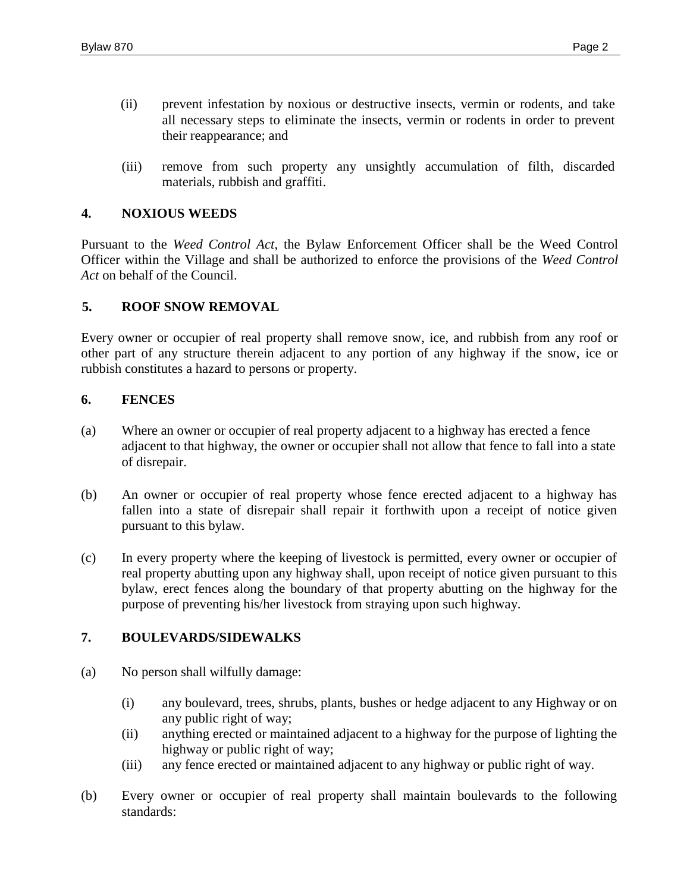(ii) prevent infestation by noxious or destructive insects, vermin or rodents, and take all necessary steps to eliminate the insects, vermin or rodents in order to prevent their reappearance; and

(iii) remove from such property any unsightly accumulation of filth, discarded materials, rubbish and graffiti.

## 4. NOXIOUS WEEDS

Pursuant to the *Weed Control Act*, the Bylaw Enforcement Officer shall be the Weed Control Officer within the Village and shall be authorized to enforce the provisions of the *Weed Control Act* on behalf of the Council.

## 5. ROOF SNOW REMOVAL

Every owner or occupier of real property shall remove snow, ice, and rubbish from any roof or other part of any structure therein adjacent to any portion of any highway if the snow, ice or rubbish constitutes a hazard to persons or property.

## 6. FENCES

(a) Where an owner or occupier of real property adjacent to a highway has erected a fence adjacent to that highway, the owner or occupier shall not allow that fence to fall into a state of disrepair.

(b) An owner or occupier of real property whose fence erected adjacent to a highway has fallen into a state of disrepair shall repair it forthwith upon a receipt of notice given pursuant to this bylaw.

(c) In every property where the keeping of livestock is permitted, every owner or occupier of real property abutting upon any highway shall, upon receipt of notice given pursuant to this bylaw, erect fences along the boundary of that property abutting on the highway for the purpose of preventing his/her livestock from straying upon such highway.

## 7. BOULEVARDS/SIDEWALKS

(a) No person shall wilfully damage:

(i) any boulevard, trees, shrubs, plants, bushes or hedge adjacent to any Highway or on any public right of way;
(ii) anything erected or maintained adjacent to a highway for the purpose of lighting the highway or public right of way;
(iii) any fence erected or maintained adjacent to any highway or public right of way.

(b) Every owner or occupier of real property shall maintain boulevards to the following standards: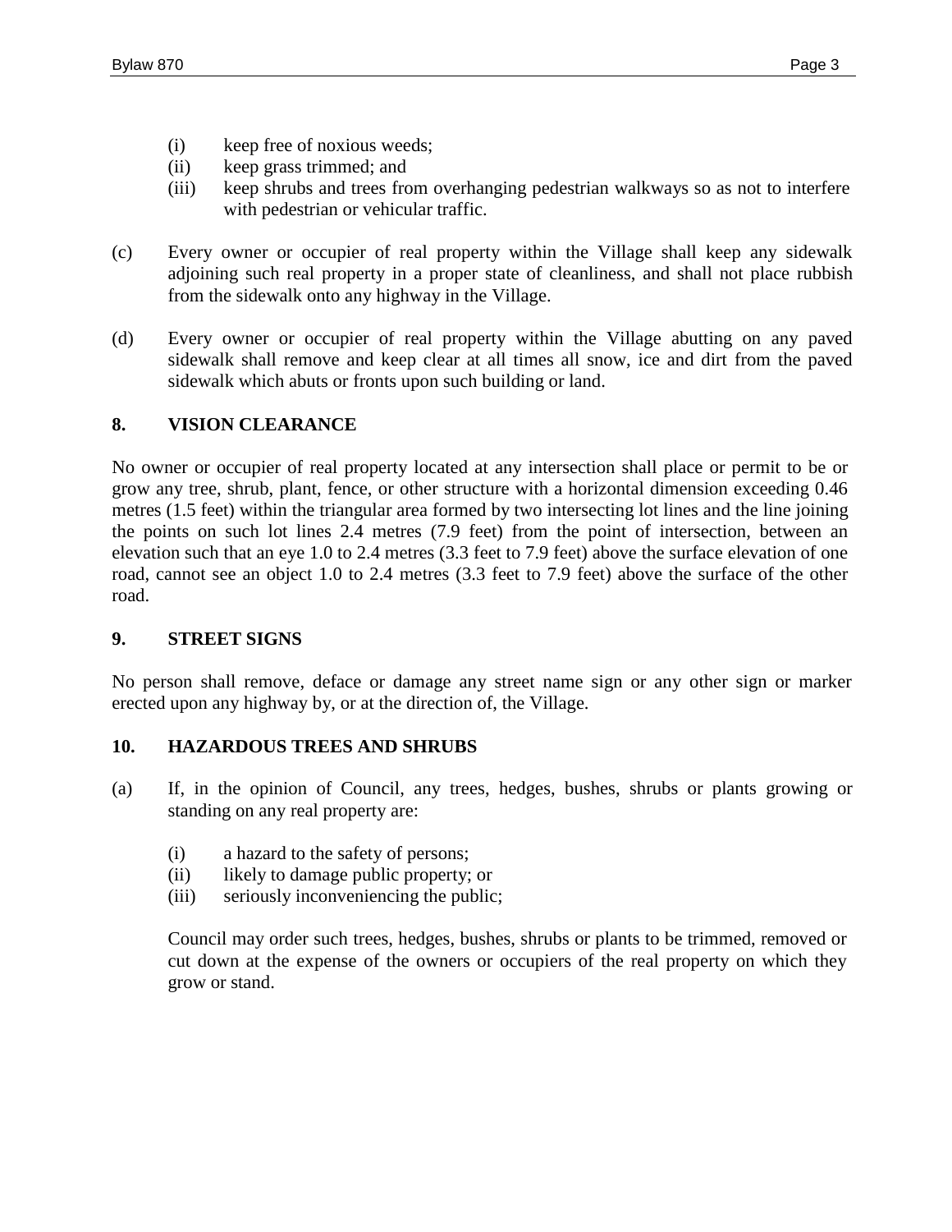(i) keep free of noxious weeds;
(ii) keep grass trimmed; and
(iii) keep shrubs and trees from overhanging pedestrian walkways so as not to interfere with pedestrian or vehicular traffic.

(c) Every owner or occupier of real property within the Village shall keep any sidewalk adjoining such real property in a proper state of cleanliness, and shall not place rubbish from the sidewalk onto any highway in the Village.

(d) Every owner or occupier of real property within the Village abutting on any paved sidewalk shall remove and keep clear at all times all snow, ice and dirt from the paved sidewalk which abuts or fronts upon such building or land.

## 8. VISION CLEARANCE

No owner or occupier of real property located at any intersection shall place or permit to be or grow any tree, shrub, plant, fence, or other structure with a horizontal dimension exceeding 0.46 metres (1.5 feet) within the triangular area formed by two intersecting lot lines and the line joining the points on such lot lines 2.4 metres (7.9 feet) from the point of intersection, between an elevation such that an eye 1.0 to 2.4 metres (3.3 feet to 7.9 feet) above the surface elevation of one road, cannot see an object 1.0 to 2.4 metres (3.3 feet to 7.9 feet) above the surface of the other road.

## 9. STREET SIGNS

No person shall remove, deface or damage any street name sign or any other sign or marker erected upon any highway by, or at the direction of, the Village.

## 10. HAZARDOUS TREES AND SHRUBS

(a) If, in the opinion of Council, any trees, hedges, bushes, shrubs or plants growing or standing on any real property are:

(i) a hazard to the safety of persons;
(ii) likely to damage public property; or
(iii) seriously inconveniencing the public;

Council may order such trees, hedges, bushes, shrubs or plants to be trimmed, removed or cut down at the expense of the owners or occupiers of the real property on which they grow or stand.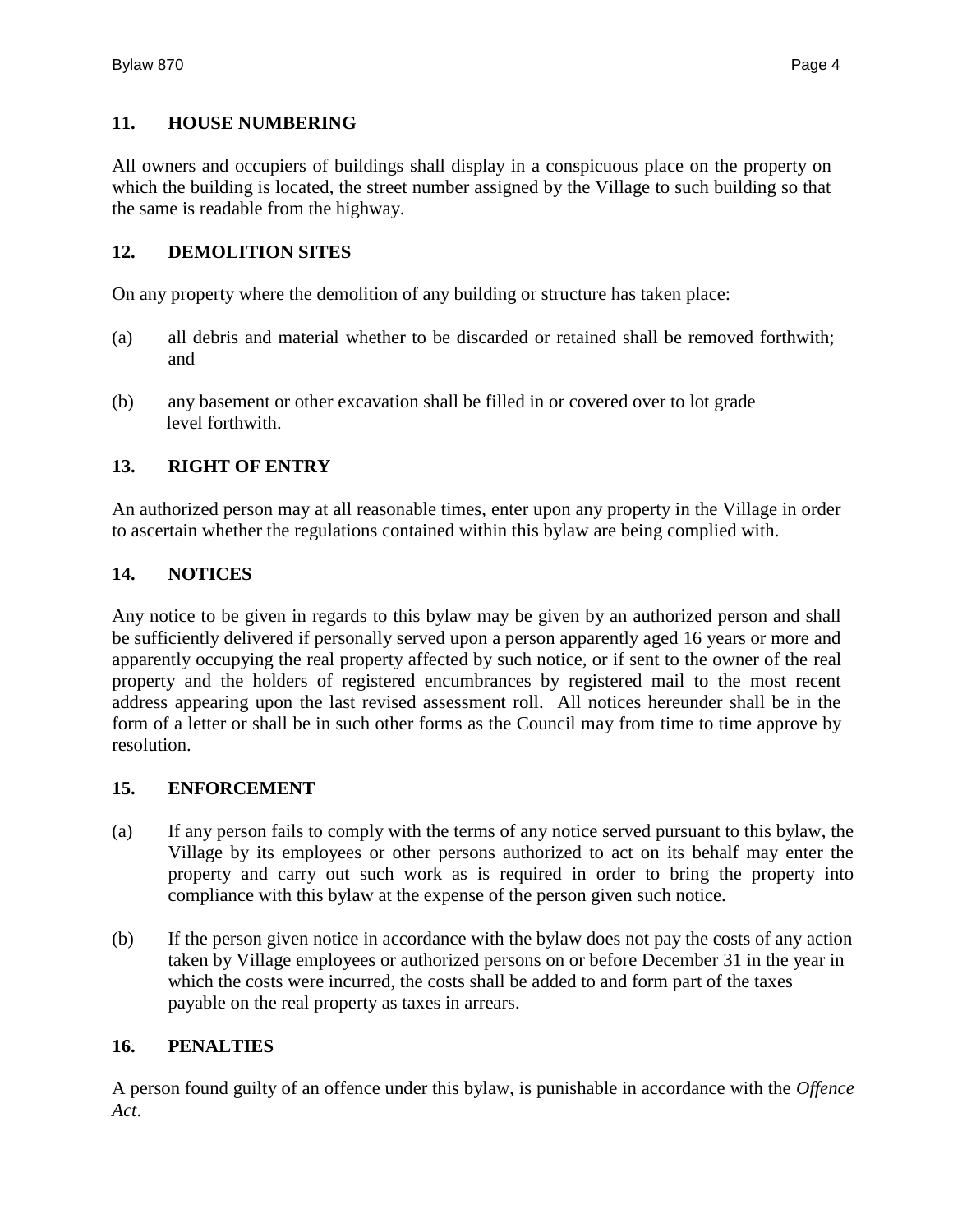## 11. HOUSE NUMBERING

All owners and occupiers of buildings shall display in a conspicuous place on the property on which the building is located, the street number assigned by the Village to such building so that the same is readable from the highway.

## 12. DEMOLITION SITES

On any property where the demolition of any building or structure has taken place:

(a) all debris and material whether to be discarded or retained shall be removed forthwith; and

(b) any basement or other excavation shall be filled in or covered over to lot grade level forthwith.

## 13. RIGHT OF ENTRY

An authorized person may at all reasonable times, enter upon any property in the Village in order to ascertain whether the regulations contained within this bylaw are being complied with.

## 14. NOTICES

Any notice to be given in regards to this bylaw may be given by an authorized person and shall be sufficiently delivered if personally served upon a person apparently aged 16 years or more and apparently occupying the real property affected by such notice, or if sent to the owner of the real property and the holders of registered encumbrances by registered mail to the most recent address appearing upon the last revised assessment roll. All notices hereunder shall be in the form of a letter or shall be in such other forms as the Council may from time to time approve by resolution.

## 15. ENFORCEMENT

(a) If any person fails to comply with the terms of any notice served pursuant to this bylaw, the Village by its employees or other persons authorized to act on its behalf may enter the property and carry out such work as is required in order to bring the property into compliance with this bylaw at the expense of the person given such notice.

(b) If the person given notice in accordance with the bylaw does not pay the costs of any action taken by Village employees or authorized persons on or before December 31 in the year in which the costs were incurred, the costs shall be added to and form part of the taxes payable on the real property as taxes in arrears.

## 16. PENALTIES

A person found guilty of an offence under this bylaw, is punishable in accordance with the *Offence Act*.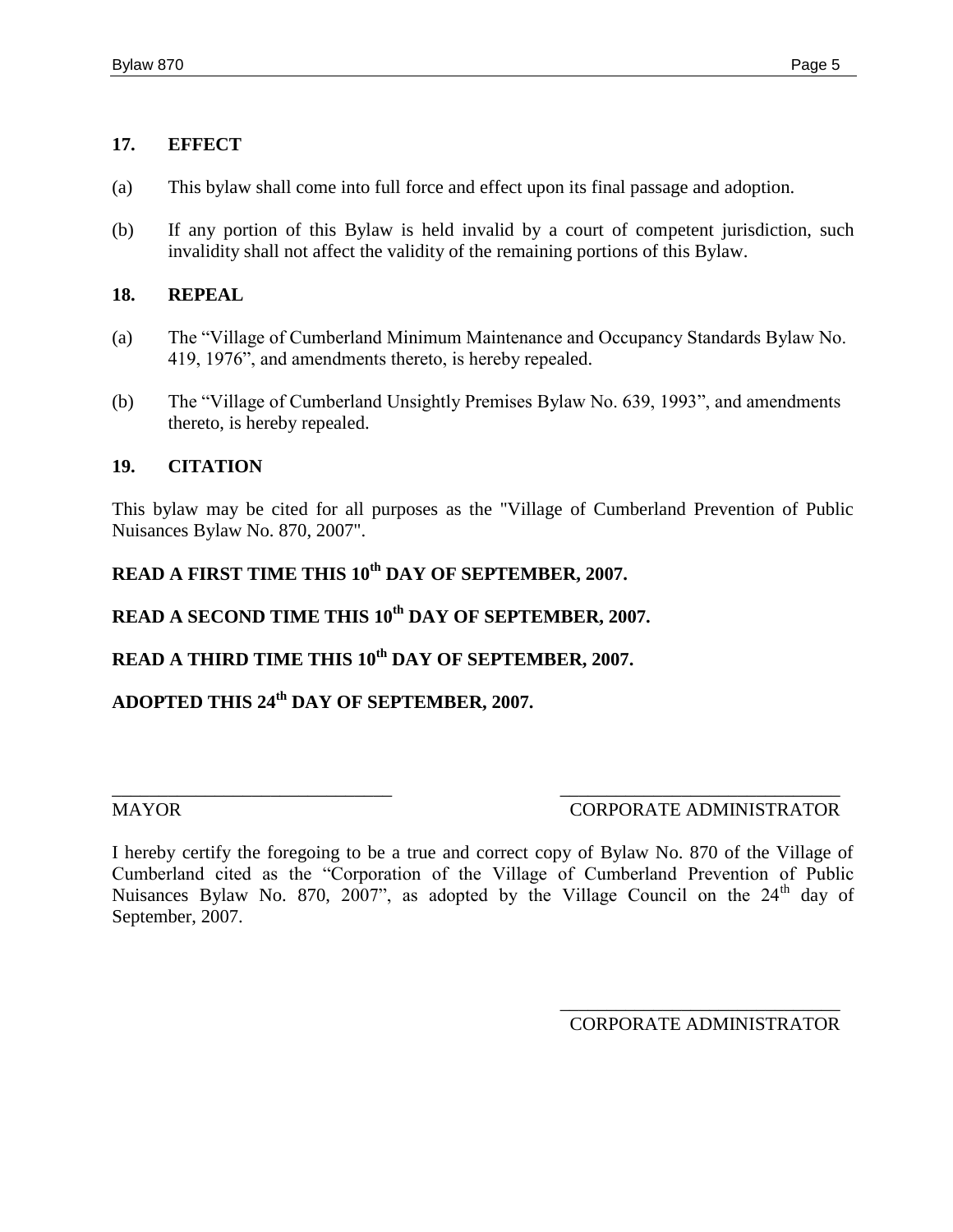### 17. EFFECT

(a) This bylaw shall come into full force and effect upon its final passage and adoption.

(b) If any portion of this Bylaw is held invalid by a court of competent jurisdiction, such invalidity shall not affect the validity of the remaining portions of this Bylaw.

### 18. REPEAL

(a) The "Village of Cumberland Minimum Maintenance and Occupancy Standards Bylaw No. 419, 1976", and amendments thereto, is hereby repealed.

(b) The "Village of Cumberland Unsightly Premises Bylaw No. 639, 1993", and amendments thereto, is hereby repealed.

### 19. CITATION

This bylaw may be cited for all purposes as the "Village of Cumberland Prevention of Public Nuisances Bylaw No. 870, 2007".

**READ A FIRST TIME THIS 10th DAY OF SEPTEMBER, 2007.**

**READ A SECOND TIME THIS 10th DAY OF SEPTEMBER, 2007.**

**READ A THIRD TIME THIS 10th DAY OF SEPTEMBER, 2007.**

**ADOPTED THIS 24th DAY OF SEPTEMBER, 2007.**

______________________________
MAYOR

______________________________
CORPORATE ADMINISTRATOR

I hereby certify the foregoing to be a true and correct copy of Bylaw No. 870 of the Village of Cumberland cited as the "Corporation of the Village of Cumberland Prevention of Public Nuisances Bylaw No. 870, 2007", as adopted by the Village Council on the 24th day of September, 2007.

______________________________
CORPORATE ADMINISTRATOR